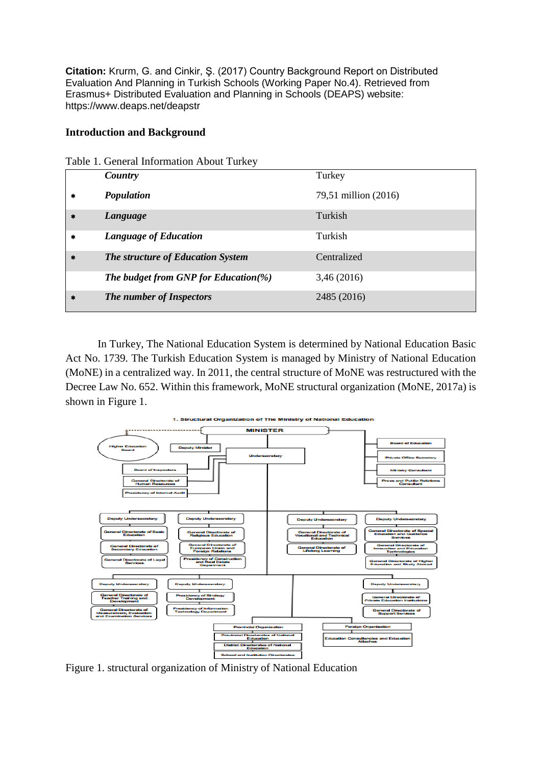**Citation:** Krurm, G. and Cinkir, Ş. (2017) Country Background Report on Distributed Evaluation And Planning in Turkish Schools (Working Paper No.4). Retrieved from Erasmus+ Distributed Evaluation and Planning in Schools (DEAPS) website: https://www.deaps.net/deapstr

## Introduction and Background

Table 1. General Information About Turkey

| | ***Country*** | Turkey |
|---|---|---|
| * | ***Population*** | 79,51 million (2016) |
| * | ***Language*** | Turkish |
| * | ***Language of Education*** | Turkish |
| * | ***The structure of Education System*** | Centralized |
| | ***The budget from GNP for Education(%)*** | 3,46 (2016) |
| * | ***The number of Inspectors*** | 2485 (2016) |

In Turkey, The National Education System is determined by National Education Basic Act No. 1739. The Turkish Education System is managed by Ministry of National Education (MoNE) in a centralized way. In 2011, the central structure of MoNE was restructured with the Decree Law No. 652. Within this framework, MoNE structural organization (MoNE, 2017a) is shown in Figure 1.

Figure 1. structural organization of Ministry of National Education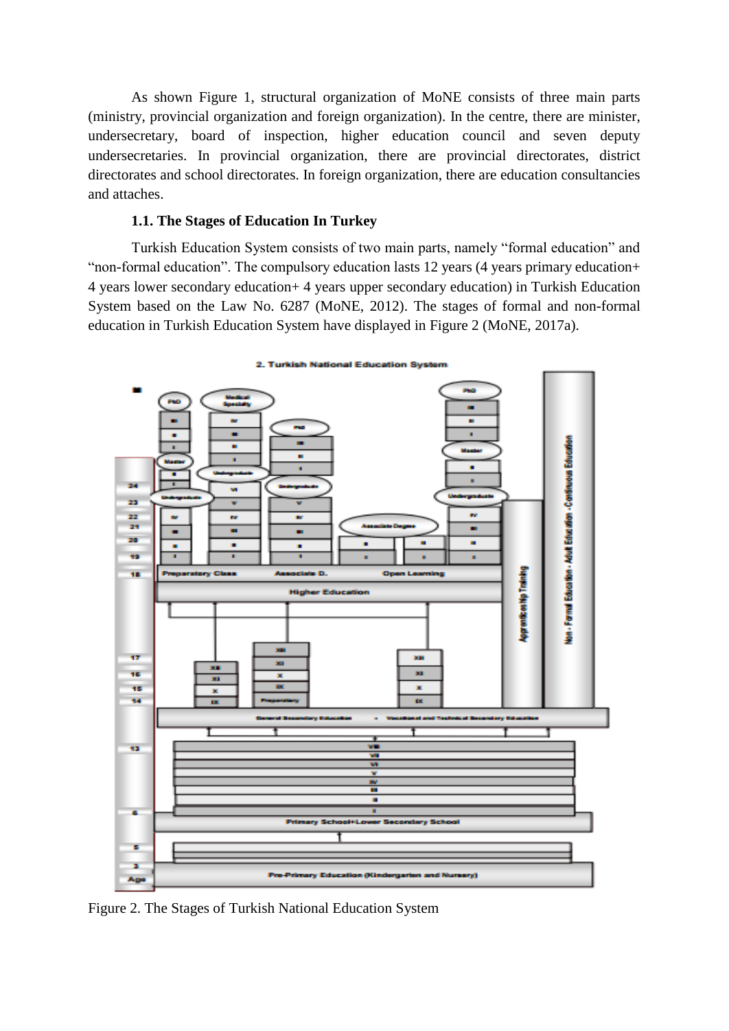As shown Figure 1, structural organization of MoNE consists of three main parts (ministry, provincial organization and foreign organization). In the centre, there are minister, undersecretary, board of inspection, higher education council and seven deputy undersecretaries. In provincial organization, there are provincial directorates, district directorates and school directorates. In foreign organization, there are education consultancies and attaches.

### 1.1. The Stages of Education In Turkey

Turkish Education System consists of two main parts, namely "formal education" and "non-formal education". The compulsory education lasts 12 years (4 years primary education+ 4 years lower secondary education+ 4 years upper secondary education) in Turkish Education System based on the Law No. 6287 (MoNE, 2012). The stages of formal and non-formal education in Turkish Education System have displayed in Figure 2 (MoNE, 2017a).

Figure 2. The Stages of Turkish National Education System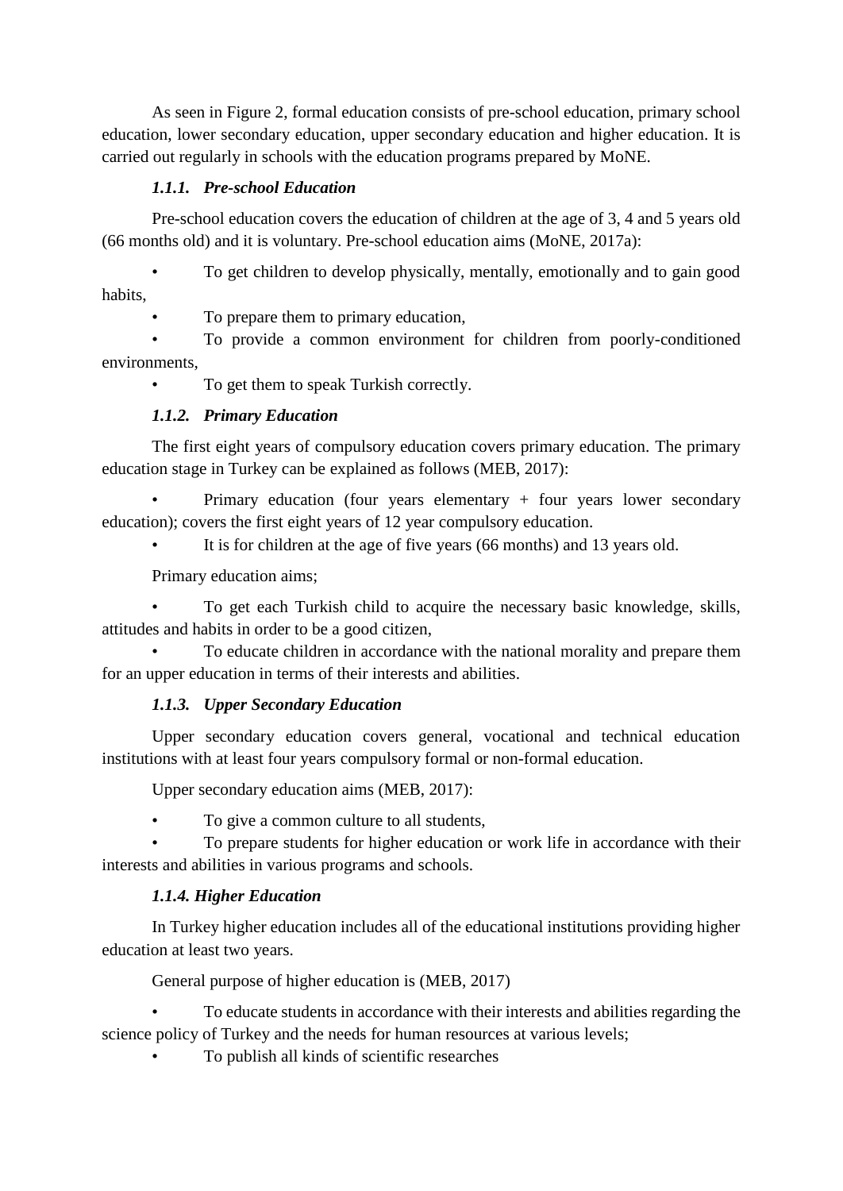As seen in Figure 2, formal education consists of pre-school education, primary school education, lower secondary education, upper secondary education and higher education. It is carried out regularly in schools with the education programs prepared by MoNE.

### *1.1.1. Pre-school Education*

Pre-school education covers the education of children at the age of 3, 4 and 5 years old (66 months old) and it is voluntary. Pre-school education aims (MoNE, 2017a):

- To get children to develop physically, mentally, emotionally and to gain good habits,
- To prepare them to primary education,
- To provide a common environment for children from poorly-conditioned environments,
- To get them to speak Turkish correctly.

### *1.1.2. Primary Education*

The first eight years of compulsory education covers primary education. The primary education stage in Turkey can be explained as follows (MEB, 2017):

- Primary education (four years elementary + four years lower secondary education); covers the first eight years of 12 year compulsory education.
- It is for children at the age of five years (66 months) and 13 years old.

Primary education aims;

- To get each Turkish child to acquire the necessary basic knowledge, skills, attitudes and habits in order to be a good citizen,
- To educate children in accordance with the national morality and prepare them for an upper education in terms of their interests and abilities.

### *1.1.3. Upper Secondary Education*

Upper secondary education covers general, vocational and technical education institutions with at least four years compulsory formal or non-formal education.

Upper secondary education aims (MEB, 2017):

- To give a common culture to all students,
- To prepare students for higher education or work life in accordance with their interests and abilities in various programs and schools.

### *1.1.4. Higher Education*

In Turkey higher education includes all of the educational institutions providing higher education at least two years.

General purpose of higher education is (MEB, 2017)

- To educate students in accordance with their interests and abilities regarding the science policy of Turkey and the needs for human resources at various levels;
- To publish all kinds of scientific researches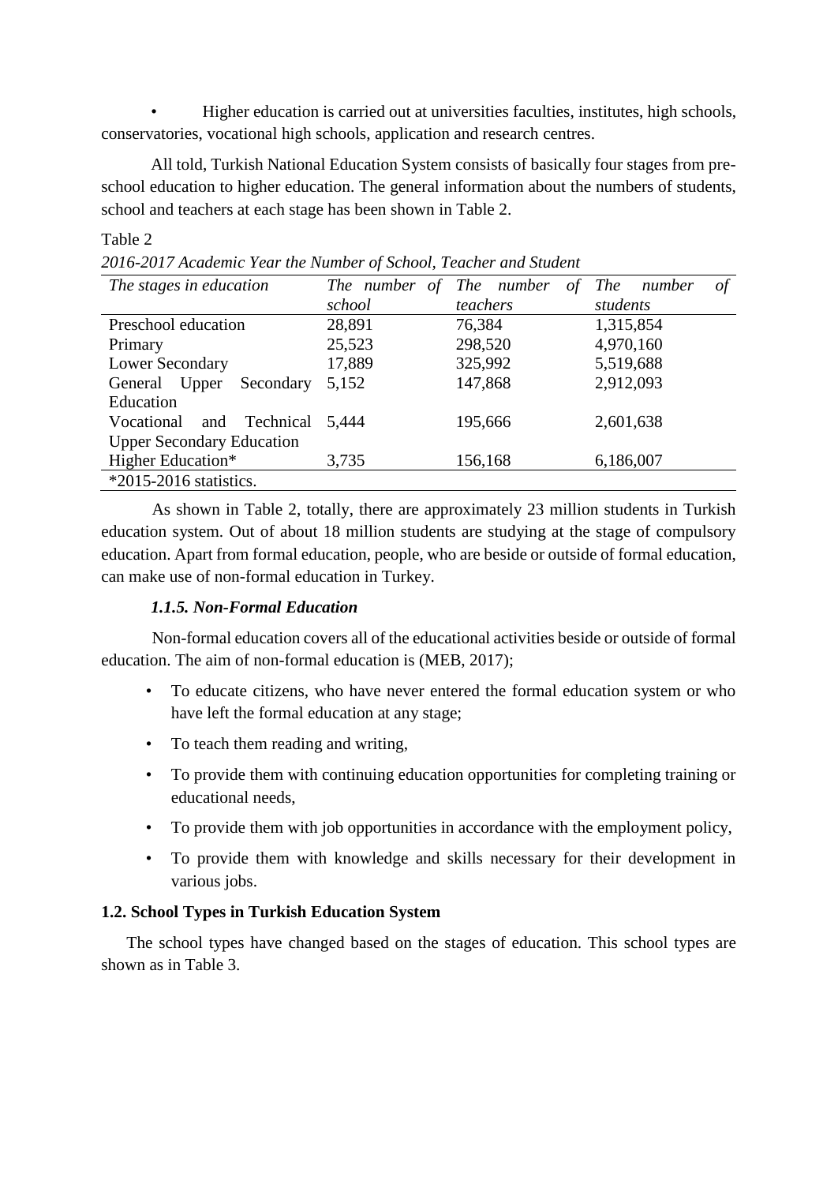- Higher education is carried out at universities faculties, institutes, high schools, conservatories, vocational high schools, application and research centres.

All told, Turkish National Education System consists of basically four stages from pre-school education to higher education. The general information about the numbers of students, school and teachers at each stage has been shown in Table 2.

Table 2

*2016-2017 Academic Year the Number of School, Teacher and Student*

| *The stages in education* | *The number of school* | *The number of teachers* | *The number of students* |
|---|---|---|---|
| Preschool education | 28,891 | 76,384 | 1,315,854 |
| Primary | 25,523 | 298,520 | 4,970,160 |
| Lower Secondary | 17,889 | 325,992 | 5,519,688 |
| General Upper Secondary Education | 5,152 | 147,868 | 2,912,093 |
| Vocational and Technical Upper Secondary Education | 5,444 | 195,666 | 2,601,638 |
| Higher Education* | 3,735 | 156,168 | 6,186,007 |

*2015-2016 statistics.

As shown in Table 2, totally, there are approximately 23 million students in Turkish education system. Out of about 18 million students are studying at the stage of compulsory education. Apart from formal education, people, who are beside or outside of formal education, can make use of non-formal education in Turkey.

#### *1.1.5. Non-Formal Education*

Non-formal education covers all of the educational activities beside or outside of formal education. The aim of non-formal education is (MEB, 2017);

- To educate citizens, who have never entered the formal education system or who have left the formal education at any stage;
- To teach them reading and writing,
- To provide them with continuing education opportunities for completing training or educational needs,
- To provide them with job opportunities in accordance with the employment policy,
- To provide them with knowledge and skills necessary for their development in various jobs.

### 1.2. School Types in Turkish Education System

The school types have changed based on the stages of education. This school types are shown as in Table 3.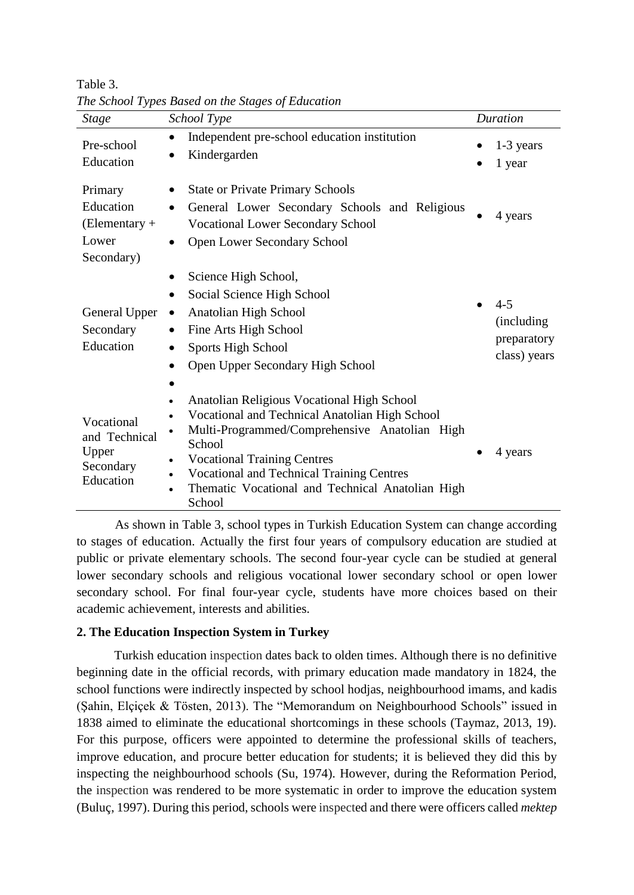Table 3.
*The School Types Based on the Stages of Education*

| *Stage* | *School Type* | *Duration* |
|---|---|---|
| Pre-school Education | • Independent pre-school education institution<br>• Kindergarden | • 1-3 years<br>• 1 year |
| Primary Education (Elementary + Lower Secondary) | • State or Private Primary Schools<br>• General Lower Secondary Schools and Religious Vocational Lower Secondary School<br>• Open Lower Secondary School | • 4 years |
| General Upper Secondary Education | • Science High School,<br>• Social Science High School<br>• Anatolian High School<br>• Fine Arts High School<br>• Sports High School<br>• Open Upper Secondary High School<br>• | • 4-5 (including preparatory class) years |
| Vocational and Technical Upper Secondary Education | • Anatolian Religious Vocational High School<br>• Vocational and Technical Anatolian High School<br>• Multi-Programmed/Comprehensive Anatolian High School<br>• Vocational Training Centres<br>• Vocational and Technical Training Centres<br>• Thematic Vocational and Technical Anatolian High School | • 4 years |

As shown in Table 3, school types in Turkish Education System can change according to stages of education. Actually the first four years of compulsory education are studied at public or private elementary schools. The second four-year cycle can be studied at general lower secondary schools and religious vocational lower secondary school or open lower secondary school. For final four-year cycle, students have more choices based on their academic achievement, interests and abilities.

**2. The Education Inspection System in Turkey**

Turkish education inspection dates back to olden times. Although there is no definitive beginning date in the official records, with primary education made mandatory in 1824, the school functions were indirectly inspected by school hodjas, neighbourhood imams, and kadis (Şahin, Elçiçek & Tösten, 2013). The "Memorandum on Neighbourhood Schools" issued in 1838 aimed to eliminate the educational shortcomings in these schools (Taymaz, 2013, 19). For this purpose, officers were appointed to determine the professional skills of teachers, improve education, and procure better education for students; it is believed they did this by inspecting the neighbourhood schools (Su, 1974). However, during the Reformation Period, the inspection was rendered to be more systematic in order to improve the education system (Buluç, 1997). During this period, schools were inspected and there were officers called *mektep*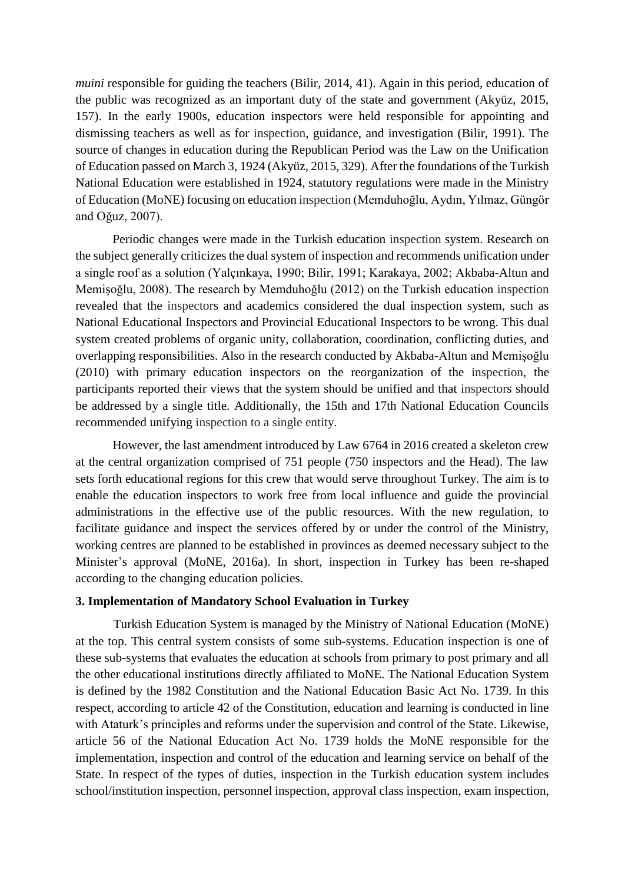*muini* responsible for guiding the teachers (Bilir, 2014, 41). Again in this period, education of the public was recognized as an important duty of the state and government (Akyüz, 2015, 157). In the early 1900s, education inspectors were held responsible for appointing and dismissing teachers as well as for inspection, guidance, and investigation (Bilir, 1991). The source of changes in education during the Republican Period was the Law on the Unification of Education passed on March 3, 1924 (Akyüz, 2015, 329). After the foundations of the Turkish National Education were established in 1924, statutory regulations were made in the Ministry of Education (MoNE) focusing on education inspection (Memduhoğlu, Aydın, Yılmaz, Güngör and Oğuz, 2007).

Periodic changes were made in the Turkish education inspection system. Research on the subject generally criticizes the dual system of inspection and recommends unification under a single roof as a solution (Yalçınkaya, 1990; Bilir, 1991; Karakaya, 2002; Akbaba-Altun and Memişoğlu, 2008). The research by Memduhoğlu (2012) on the Turkish education inspection revealed that the inspectors and academics considered the dual inspection system, such as National Educational Inspectors and Provincial Educational Inspectors to be wrong. This dual system created problems of organic unity, collaboration, coordination, conflicting duties, and overlapping responsibilities. Also in the research conducted by Akbaba-Altun and Memişoğlu (2010) with primary education inspectors on the reorganization of the inspection, the participants reported their views that the system should be unified and that inspectors should be addressed by a single title. Additionally, the 15th and 17th National Education Councils recommended unifying inspection to a single entity.

However, the last amendment introduced by Law 6764 in 2016 created a skeleton crew at the central organization comprised of 751 people (750 inspectors and the Head). The law sets forth educational regions for this crew that would serve throughout Turkey. The aim is to enable the education inspectors to work free from local influence and guide the provincial administrations in the effective use of the public resources. With the new regulation, to facilitate guidance and inspect the services offered by or under the control of the Ministry, working centres are planned to be established in provinces as deemed necessary subject to the Minister's approval (MoNE, 2016a). In short, inspection in Turkey has been re-shaped according to the changing education policies.

## 3. Implementation of Mandatory School Evaluation in Turkey

Turkish Education System is managed by the Ministry of National Education (MoNE) at the top. This central system consists of some sub-systems. Education inspection is one of these sub-systems that evaluates the education at schools from primary to post primary and all the other educational institutions directly affiliated to MoNE. The National Education System is defined by the 1982 Constitution and the National Education Basic Act No. 1739. In this respect, according to article 42 of the Constitution, education and learning is conducted in line with Ataturk's principles and reforms under the supervision and control of the State. Likewise, article 56 of the National Education Act No. 1739 holds the MoNE responsible for the implementation, inspection and control of the education and learning service on behalf of the State. In respect of the types of duties, inspection in the Turkish education system includes school/institution inspection, personnel inspection, approval class inspection, exam inspection,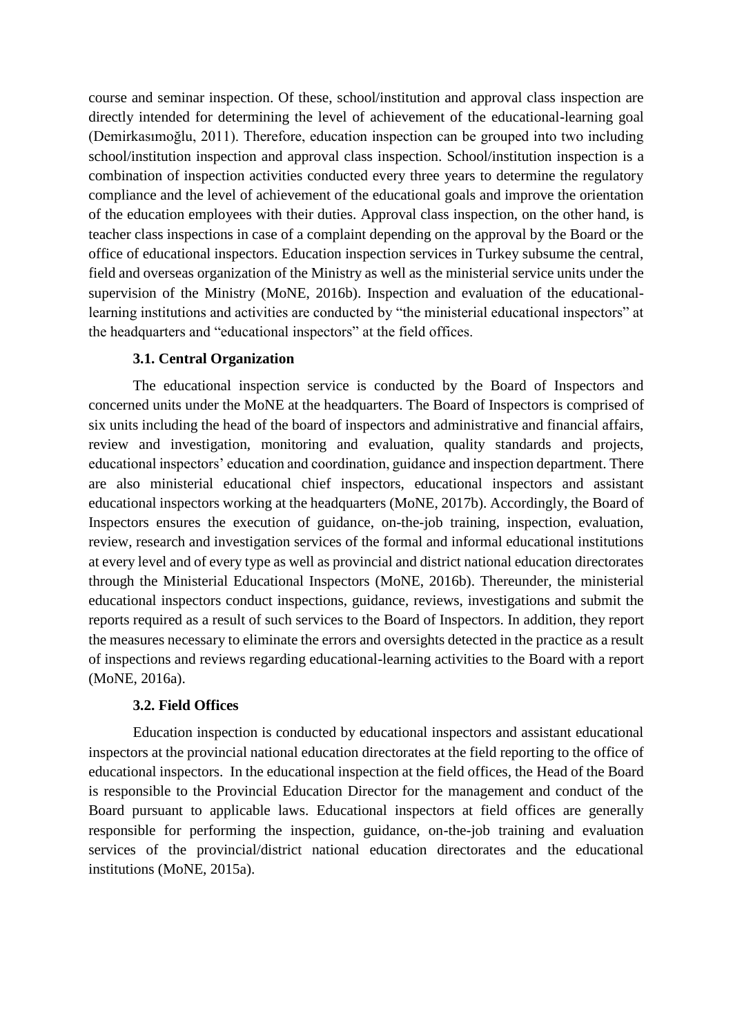course and seminar inspection. Of these, school/institution and approval class inspection are directly intended for determining the level of achievement of the educational-learning goal (Demirkasımoğlu, 2011). Therefore, education inspection can be grouped into two including school/institution inspection and approval class inspection. School/institution inspection is a combination of inspection activities conducted every three years to determine the regulatory compliance and the level of achievement of the educational goals and improve the orientation of the education employees with their duties. Approval class inspection, on the other hand, is teacher class inspections in case of a complaint depending on the approval by the Board or the office of educational inspectors. Education inspection services in Turkey subsume the central, field and overseas organization of the Ministry as well as the ministerial service units under the supervision of the Ministry (MoNE, 2016b). Inspection and evaluation of the educational-learning institutions and activities are conducted by "the ministerial educational inspectors" at the headquarters and "educational inspectors" at the field offices.

### 3.1. Central Organization

The educational inspection service is conducted by the Board of Inspectors and concerned units under the MoNE at the headquarters. The Board of Inspectors is comprised of six units including the head of the board of inspectors and administrative and financial affairs, review and investigation, monitoring and evaluation, quality standards and projects, educational inspectors' education and coordination, guidance and inspection department. There are also ministerial educational chief inspectors, educational inspectors and assistant educational inspectors working at the headquarters (MoNE, 2017b). Accordingly, the Board of Inspectors ensures the execution of guidance, on-the-job training, inspection, evaluation, review, research and investigation services of the formal and informal educational institutions at every level and of every type as well as provincial and district national education directorates through the Ministerial Educational Inspectors (MoNE, 2016b). Thereunder, the ministerial educational inspectors conduct inspections, guidance, reviews, investigations and submit the reports required as a result of such services to the Board of Inspectors. In addition, they report the measures necessary to eliminate the errors and oversights detected in the practice as a result of inspections and reviews regarding educational-learning activities to the Board with a report (MoNE, 2016a).

### 3.2. Field Offices

Education inspection is conducted by educational inspectors and assistant educational inspectors at the provincial national education directorates at the field reporting to the office of educational inspectors. In the educational inspection at the field offices, the Head of the Board is responsible to the Provincial Education Director for the management and conduct of the Board pursuant to applicable laws. Educational inspectors at field offices are generally responsible for performing the inspection, guidance, on-the-job training and evaluation services of the provincial/district national education directorates and the educational institutions (MoNE, 2015a).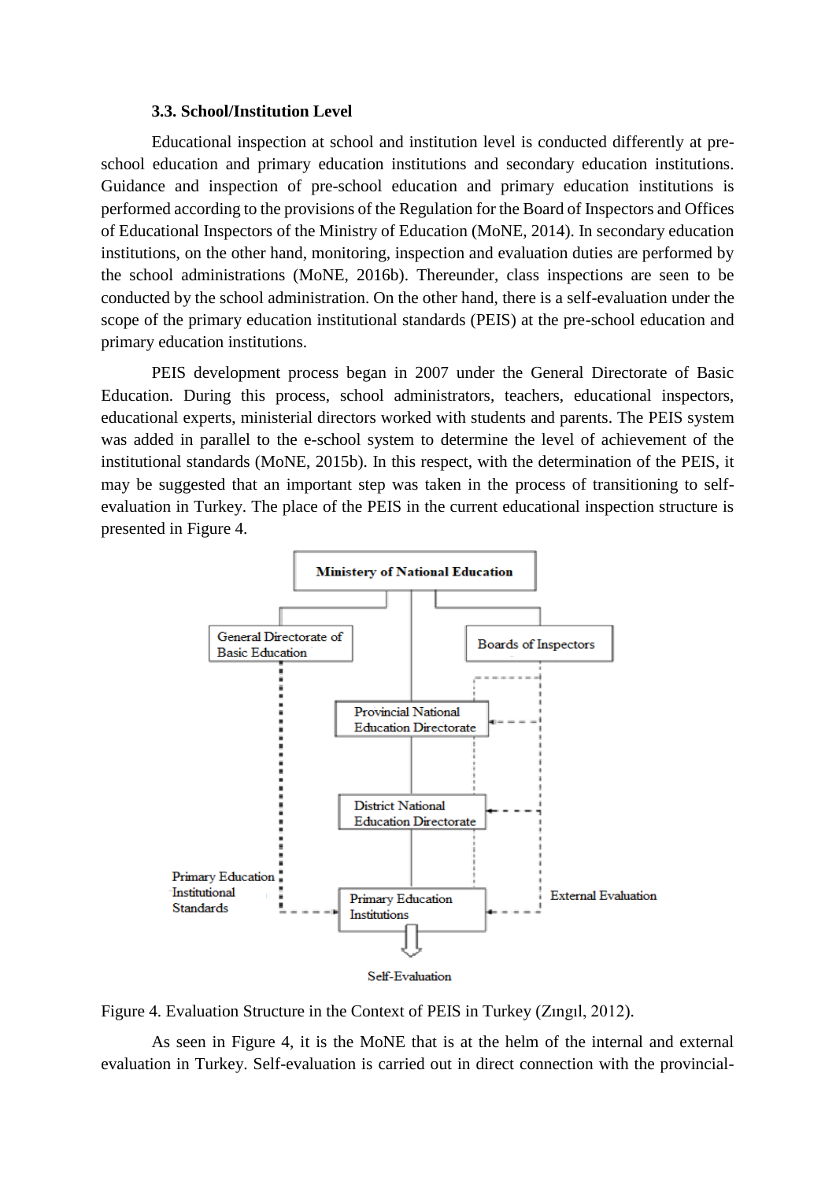### 3.3. School/Institution Level

Educational inspection at school and institution level is conducted differently at pre-school education and primary education institutions and secondary education institutions. Guidance and inspection of pre-school education and primary education institutions is performed according to the provisions of the Regulation for the Board of Inspectors and Offices of Educational Inspectors of the Ministry of Education (MoNE, 2014). In secondary education institutions, on the other hand, monitoring, inspection and evaluation duties are performed by the school administrations (MoNE, 2016b). Thereunder, class inspections are seen to be conducted by the school administration. On the other hand, there is a self-evaluation under the scope of the primary education institutional standards (PEIS) at the pre-school education and primary education institutions.

PEIS development process began in 2007 under the General Directorate of Basic Education. During this process, school administrators, teachers, educational inspectors, educational experts, ministerial directors worked with students and parents. The PEIS system was added in parallel to the e-school system to determine the level of achievement of the institutional standards (MoNE, 2015b). In this respect, with the determination of the PEIS, it may be suggested that an important step was taken in the process of transitioning to self-evaluation in Turkey. The place of the PEIS in the current educational inspection structure is presented in Figure 4.

Ministery of National Education

General Directorate of Basic Education

Boards of Inspectors

Provincial National Education Directorate

District National Education Directorate

Primary Education Institutional Standards

Primary Education Institutions

External Evaluation

Self-Evaluation

Figure 4. Evaluation Structure in the Context of PEIS in Turkey (Zıngıl, 2012).

As seen in Figure 4, it is the MoNE that is at the helm of the internal and external evaluation in Turkey. Self-evaluation is carried out in direct connection with the provincial-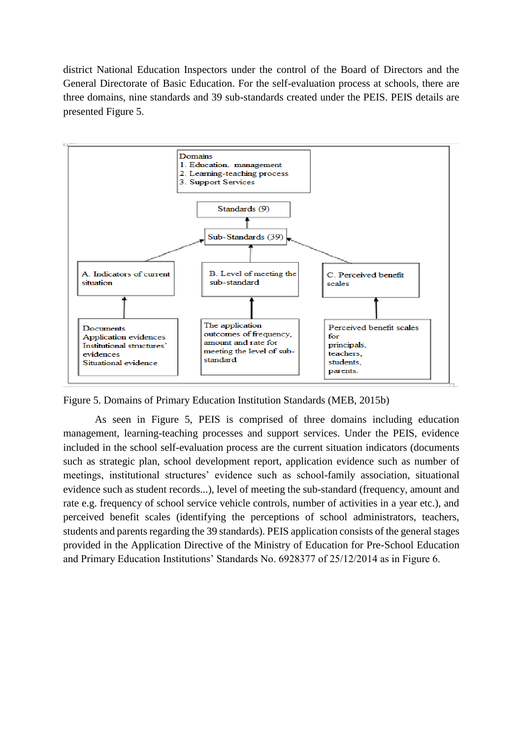district National Education Inspectors under the control of the Board of Directors and the General Directorate of Basic Education. For the self-evaluation process at schools, there are three domains, nine standards and 39 sub-standards created under the PEIS. PEIS details are presented Figure 5.

Domains
1. Education. management
2. Learning-teaching process
3. Support Services

Standards (9)

Sub-Standards (39)

A. Indicators of current situation

B. Level of meeting the sub-standard

C. Perceived benefit scales

Documents
Application evidences
Institutional structures' evidences
Situational evidence

The application outcomes of frequency, amount and rate for meeting the level of sub-standard

Perceived benefit scales for
principals,
teachers,
students,
parents.

Figure 5. Domains of Primary Education Institution Standards (MEB, 2015b)

As seen in Figure 5, PEIS is comprised of three domains including education management, learning-teaching processes and support services. Under the PEIS, evidence included in the school self-evaluation process are the current situation indicators (documents such as strategic plan, school development report, application evidence such as number of meetings, institutional structures' evidence such as school-family association, situational evidence such as student records...), level of meeting the sub-standard (frequency, amount and rate e.g. frequency of school service vehicle controls, number of activities in a year etc.), and perceived benefit scales (identifying the perceptions of school administrators, teachers, students and parents regarding the 39 standards). PEIS application consists of the general stages provided in the Application Directive of the Ministry of Education for Pre-School Education and Primary Education Institutions' Standards No. 6928377 of 25/12/2014 as in Figure 6.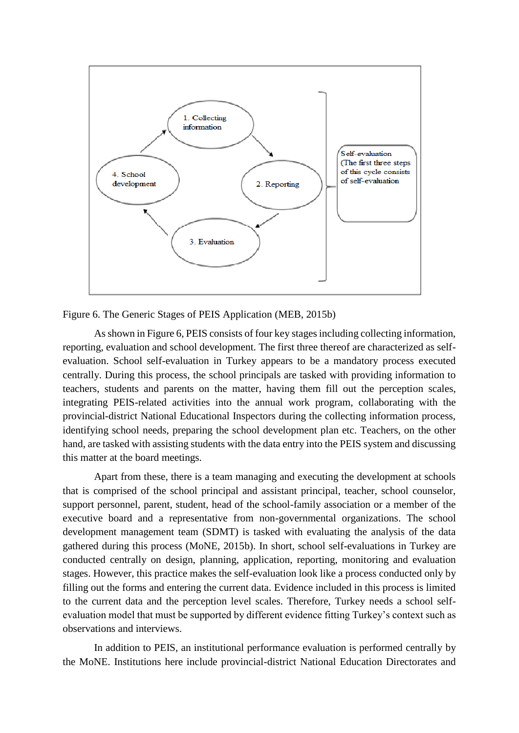Figure 6. The Generic Stages of PEIS Application (MEB, 2015b)

As shown in Figure 6, PEIS consists of four key stages including collecting information, reporting, evaluation and school development. The first three thereof are characterized as self-evaluation. School self-evaluation in Turkey appears to be a mandatory process executed centrally. During this process, the school principals are tasked with providing information to teachers, students and parents on the matter, having them fill out the perception scales, integrating PEIS-related activities into the annual work program, collaborating with the provincial-district National Educational Inspectors during the collecting information process, identifying school needs, preparing the school development plan etc. Teachers, on the other hand, are tasked with assisting students with the data entry into the PEIS system and discussing this matter at the board meetings.

Apart from these, there is a team managing and executing the development at schools that is comprised of the school principal and assistant principal, teacher, school counselor, support personnel, parent, student, head of the school-family association or a member of the executive board and a representative from non-governmental organizations. The school development management team (SDMT) is tasked with evaluating the analysis of the data gathered during this process (MoNE, 2015b). In short, school self-evaluations in Turkey are conducted centrally on design, planning, application, reporting, monitoring and evaluation stages. However, this practice makes the self-evaluation look like a process conducted only by filling out the forms and entering the current data. Evidence included in this process is limited to the current data and the perception level scales. Therefore, Turkey needs a school self-evaluation model that must be supported by different evidence fitting Turkey's context such as observations and interviews.

In addition to PEIS, an institutional performance evaluation is performed centrally by the MoNE. Institutions here include provincial-district National Education Directorates and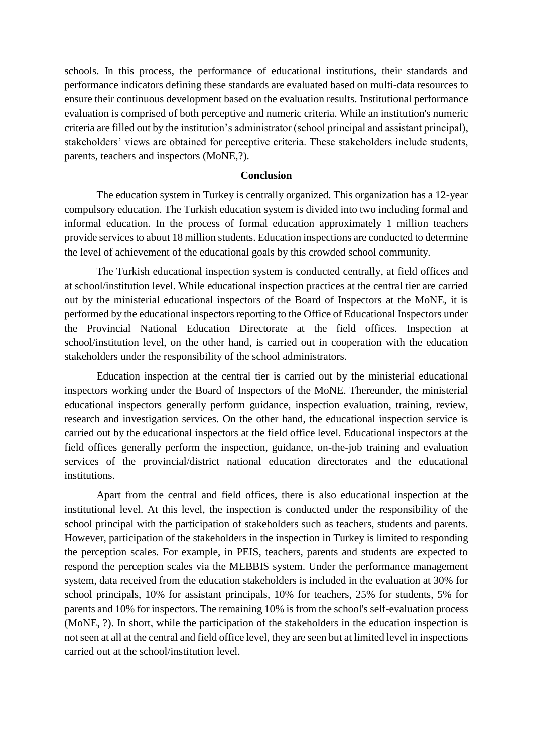schools. In this process, the performance of educational institutions, their standards and performance indicators defining these standards are evaluated based on multi-data resources to ensure their continuous development based on the evaluation results. Institutional performance evaluation is comprised of both perceptive and numeric criteria. While an institution's numeric criteria are filled out by the institution's administrator (school principal and assistant principal), stakeholders' views are obtained for perceptive criteria. These stakeholders include students, parents, teachers and inspectors (MoNE,?).

## Conclusion

The education system in Turkey is centrally organized. This organization has a 12-year compulsory education. The Turkish education system is divided into two including formal and informal education. In the process of formal education approximately 1 million teachers provide services to about 18 million students. Education inspections are conducted to determine the level of achievement of the educational goals by this crowded school community.

The Turkish educational inspection system is conducted centrally, at field offices and at school/institution level. While educational inspection practices at the central tier are carried out by the ministerial educational inspectors of the Board of Inspectors at the MoNE, it is performed by the educational inspectors reporting to the Office of Educational Inspectors under the Provincial National Education Directorate at the field offices. Inspection at school/institution level, on the other hand, is carried out in cooperation with the education stakeholders under the responsibility of the school administrators.

Education inspection at the central tier is carried out by the ministerial educational inspectors working under the Board of Inspectors of the MoNE. Thereunder, the ministerial educational inspectors generally perform guidance, inspection evaluation, training, review, research and investigation services. On the other hand, the educational inspection service is carried out by the educational inspectors at the field office level. Educational inspectors at the field offices generally perform the inspection, guidance, on-the-job training and evaluation services of the provincial/district national education directorates and the educational institutions.

Apart from the central and field offices, there is also educational inspection at the institutional level. At this level, the inspection is conducted under the responsibility of the school principal with the participation of stakeholders such as teachers, students and parents. However, participation of the stakeholders in the inspection in Turkey is limited to responding the perception scales. For example, in PEIS, teachers, parents and students are expected to respond the perception scales via the MEBBIS system. Under the performance management system, data received from the education stakeholders is included in the evaluation at 30% for school principals, 10% for assistant principals, 10% for teachers, 25% for students, 5% for parents and 10% for inspectors. The remaining 10% is from the school's self-evaluation process (MoNE, ?). In short, while the participation of the stakeholders in the education inspection is not seen at all at the central and field office level, they are seen but at limited level in inspections carried out at the school/institution level.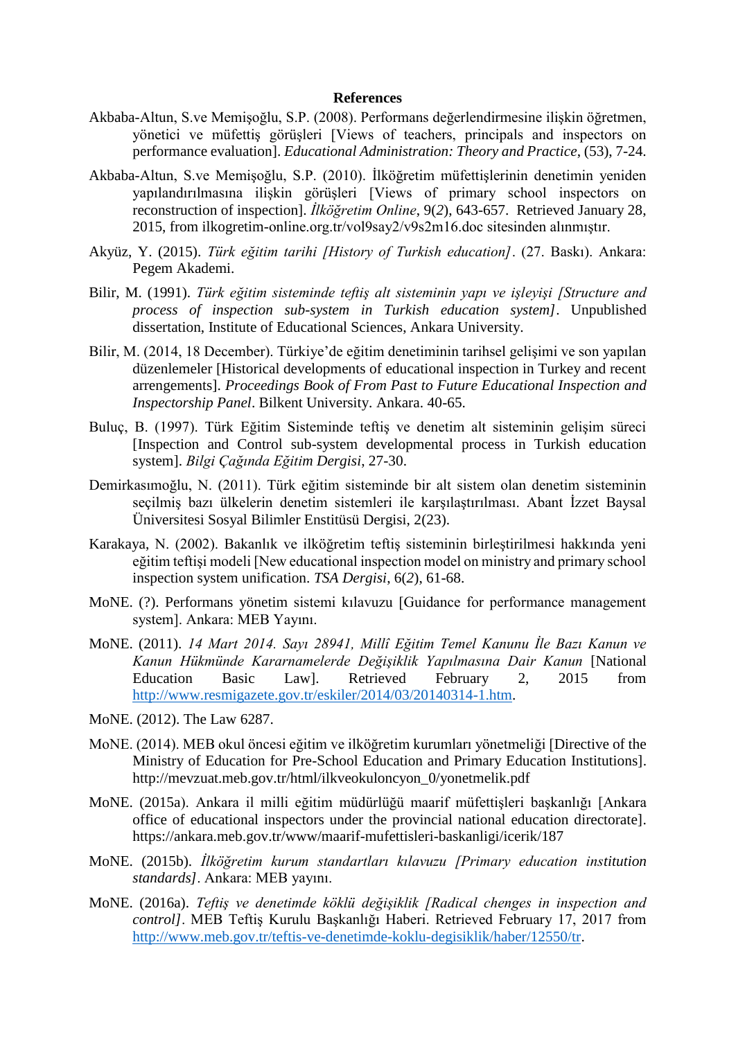**References**

Akbaba-Altun, S.ve Memişoğlu, S.P. (2008). Performans değerlendirmesine ilişkin öğretmen, yönetici ve müfettiş görüşleri [Views of teachers, principals and inspectors on performance evaluation]. *Educational Administration: Theory and Practice*, (53), 7-24.

Akbaba-Altun, S.ve Memişoğlu, S.P. (2010). İlköğretim müfettişlerinin denetimin yeniden yapılandırılmasına ilişkin görüşleri [Views of primary school inspectors on reconstruction of inspection]. *İlköğretim Online*, 9(*2*), 643-657. Retrieved January 28, 2015, from ilkogretim-online.org.tr/vol9say2/v9s2m16.doc sitesinden alınmıştır.

Akyüz, Y. (2015). *Türk eğitim tarihi [History of Turkish education]*. (27. Baskı). Ankara: Pegem Akademi.

Bilir, M. (1991). *Türk eğitim sisteminde teftiş alt sisteminin yapı ve işleyişi [Structure and process of inspection sub-system in Turkish education system]*. Unpublished dissertation, Institute of Educational Sciences, Ankara University.

Bilir, M. (2014, 18 December). Türkiye'de eğitim denetiminin tarihsel gelişimi ve son yapılan düzenlemeler [Historical developments of educational inspection in Turkey and recent arrengements]. *Proceedings Book of From Past to Future Educational Inspection and Inspectorship Panel*. Bilkent University. Ankara. 40-65.

Buluç, B. (1997). Türk Eğitim Sisteminde teftiş ve denetim alt sisteminin gelişim süreci [Inspection and Control sub-system developmental process in Turkish education system]. *Bilgi Çağında Eğitim Dergisi*, 27-30.

Demirkasımoğlu, N. (2011). Türk eğitim sisteminde bir alt sistem olan denetim sisteminin seçilmiş bazı ülkelerin denetim sistemleri ile karşılaştırılması. Abant İzzet Baysal Üniversitesi Sosyal Bilimler Enstitüsü Dergisi, 2(23).

Karakaya, N. (2002). Bakanlık ve ilköğretim teftiş sisteminin birleştirilmesi hakkında yeni eğitim teftişi modeli [New educational inspection model on ministry and primary school inspection system unification. *TSA Dergisi*, 6(*2*), 61-68.

MoNE. (?). Performans yönetim sistemi kılavuzu [Guidance for performance management system]. Ankara: MEB Yayını.

MoNE. (2011). *14 Mart 2014. Sayı 28941, Millî Eğitim Temel Kanunu İle Bazı Kanun ve Kanun Hükmünde Kararnamelerde Değişiklik Yapılmasına Dair Kanun* [National Education Basic Law]. Retrieved February 2, 2015 from http://www.resmigazete.gov.tr/eskiler/2014/03/20140314-1.htm.

MoNE. (2012). The Law 6287.

MoNE. (2014). MEB okul öncesi eğitim ve ilköğretim kurumları yönetmeliği [Directive of the Ministry of Education for Pre-School Education and Primary Education Institutions]. http://mevzuat.meb.gov.tr/html/ilkveokuloncyon_0/yonetmelik.pdf

MoNE. (2015a). Ankara il milli eğitim müdürlüğü maarif müfettişleri başkanlığı [Ankara office of educational inspectors under the provincial national education directorate]. https://ankara.meb.gov.tr/www/maarif-mufettisleri-baskanligi/icerik/187

MoNE. (2015b). *İlköğretim kurum standartları kılavuzu [Primary education institution standards]*. Ankara: MEB yayını.

MoNE. (2016a). *Teftiş ve denetimde köklü değişiklik [Radical chenges in inspection and control]*. MEB Teftiş Kurulu Başkanlığı Haberi. Retrieved February 17, 2017 from http://www.meb.gov.tr/teftis-ve-denetimde-koklu-degisiklik/haber/12550/tr.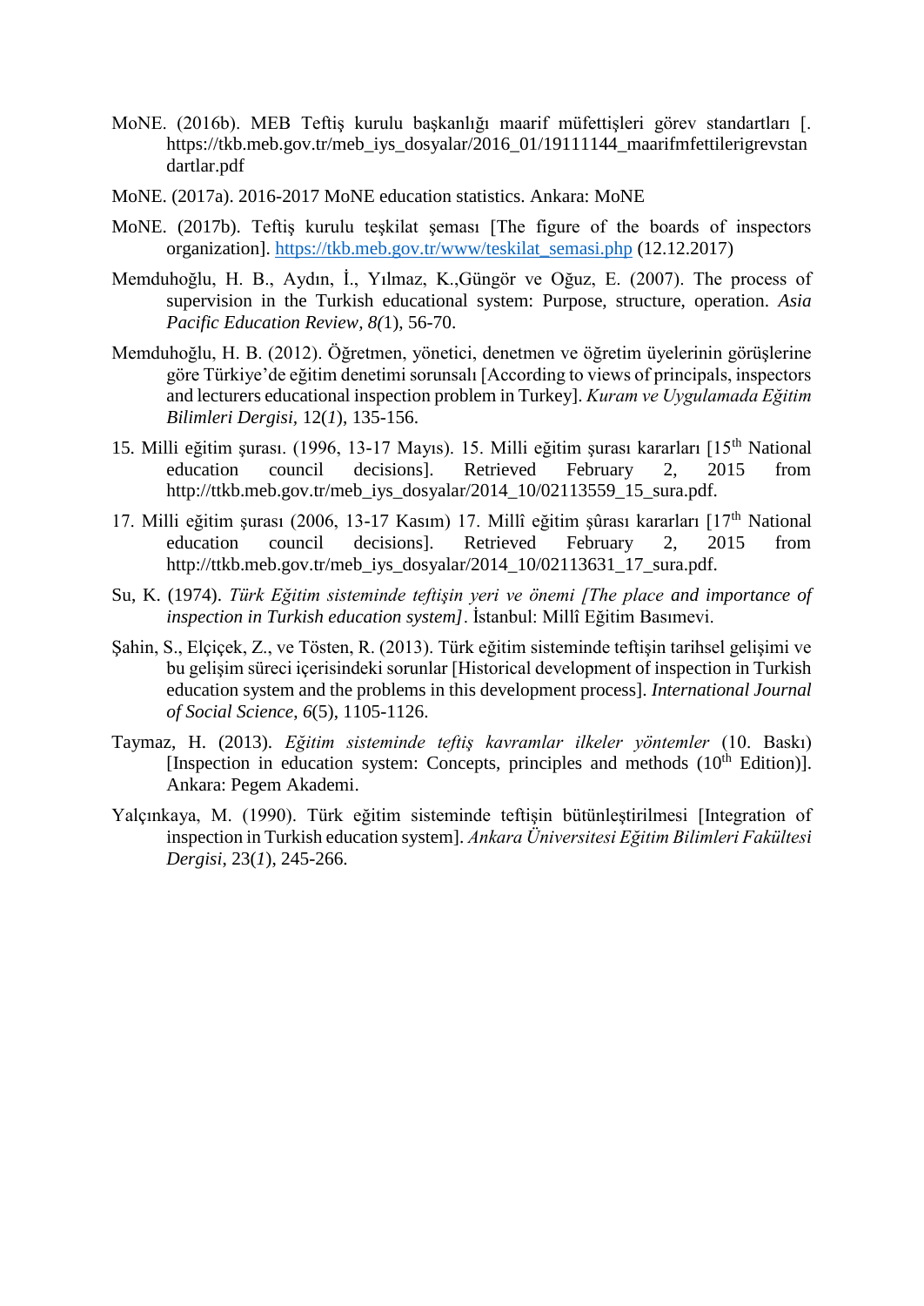MoNE. (2016b). MEB Teftiş kurulu başkanlığı maarif müfettişleri görev standartları [. https://tkb.meb.gov.tr/meb_iys_dosyalar/2016_01/19111144_maarifmfettilerigrevstandartlar.pdf

MoNE. (2017a). 2016-2017 MoNE education statistics. Ankara: MoNE

MoNE. (2017b). Teftiş kurulu teşkilat şeması [The figure of the boards of inspectors organization]. https://tkb.meb.gov.tr/www/teskilat_semasi.php (12.12.2017)

Memduhoğlu, H. B., Aydın, İ., Yılmaz, K.,Güngör ve Oğuz, E. (2007). The process of supervision in the Turkish educational system: Purpose, structure, operation. *Asia Pacific Education Review, 8(*1), 56-70.

Memduhoğlu, H. B. (2012). Öğretmen, yönetici, denetmen ve öğretim üyelerinin görüşlerine göre Türkiye'de eğitim denetimi sorunsalı [According to views of principals, inspectors and lecturers educational inspection problem in Turkey]. *Kuram ve Uygulamada Eğitim Bilimleri Dergisi,* 12(*1*), 135-156.

15. Milli eğitim şurası. (1996, 13-17 Mayıs). 15. Milli eğitim şurası kararları [15th National education council decisions]. Retrieved February 2, 2015 from http://ttkb.meb.gov.tr/meb_iys_dosyalar/2014_10/02113559_15_sura.pdf.

17. Milli eğitim şurası (2006, 13-17 Kasım) 17. Millî eğitim şûrası kararları [17th National education council decisions]. Retrieved February 2, 2015 from http://ttkb.meb.gov.tr/meb_iys_dosyalar/2014_10/02113631_17_sura.pdf.

Su, K. (1974). *Türk Eğitim sisteminde teftişin yeri ve önemi [The place and importance of inspection in Turkish education system]*. İstanbul: Millî Eğitim Basımevi.

Şahin, S., Elçiçek, Z., ve Tösten, R. (2013). Türk eğitim sisteminde teftişin tarihsel gelişimi ve bu gelişim süreci içerisindeki sorunlar [Historical development of inspection in Turkish education system and the problems in this development process]. *International Journal of Social Science, 6*(5), 1105-1126.

Taymaz, H. (2013). *Eğitim sisteminde teftiş kavramlar ilkeler yöntemler* (10. Baskı) [Inspection in education system: Concepts, principles and methods (10th Edition)]. Ankara: Pegem Akademi.

Yalçınkaya, M. (1990). Türk eğitim sisteminde teftişin bütünleştirilmesi [Integration of inspection in Turkish education system]. *Ankara Üniversitesi Eğitim Bilimleri Fakültesi Dergisi*, 23(*1*), 245-266.